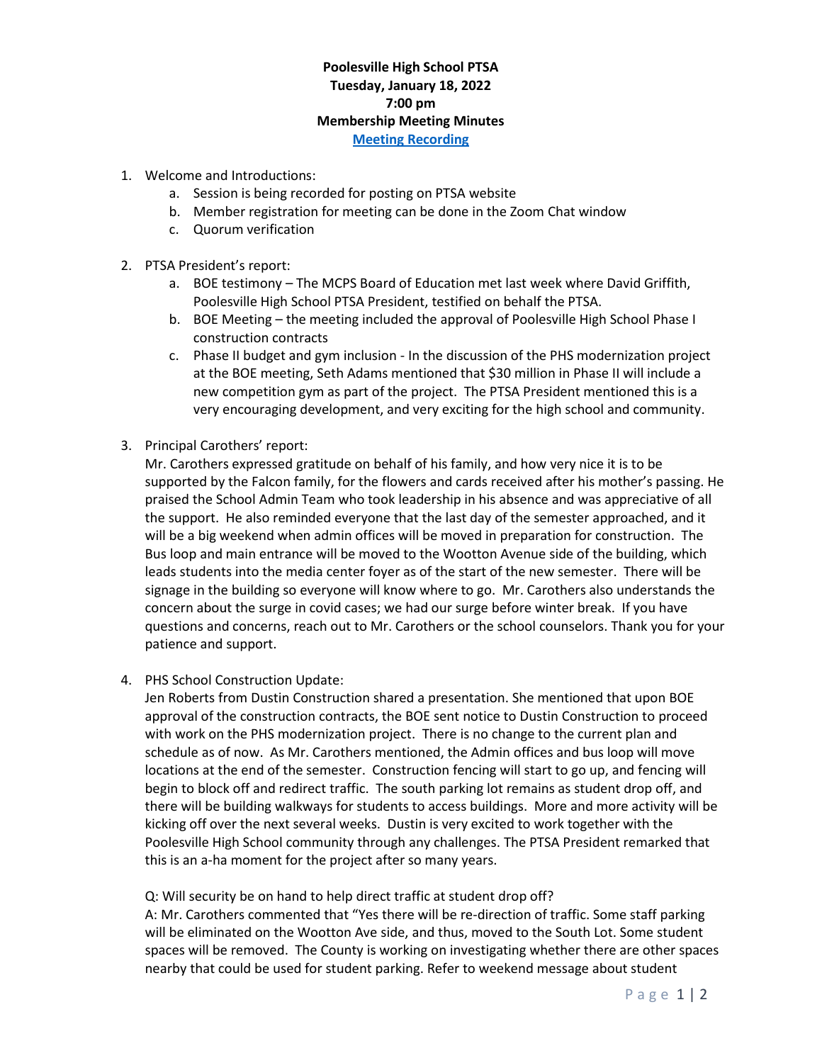**Poolesville High School PTSA**
**Tuesday, January 18, 2022**
**7:00 pm**
**Membership Meeting Minutes**
**[Meeting Recording]**

1. Welcome and Introductions:
    a. Session is being recorded for posting on PTSA website
    b. Member registration for meeting can be done in the Zoom Chat window
    c. Quorum verification

2. PTSA President's report:
    a. BOE testimony – The MCPS Board of Education met last week where David Griffith, Poolesville High School PTSA President, testified on behalf the PTSA.
    b. BOE Meeting – the meeting included the approval of Poolesville High School Phase I construction contracts
    c. Phase II budget and gym inclusion - In the discussion of the PHS modernization project at the BOE meeting, Seth Adams mentioned that $30 million in Phase II will include a new competition gym as part of the project. The PTSA President mentioned this is a very encouraging development, and very exciting for the high school and community.

3. Principal Carothers' report:
   Mr. Carothers expressed gratitude on behalf of his family, and how very nice it is to be supported by the Falcon family, for the flowers and cards received after his mother's passing. He praised the School Admin Team who took leadership in his absence and was appreciative of all the support. He also reminded everyone that the last day of the semester approached, and it will be a big weekend when admin offices will be moved in preparation for construction. The Bus loop and main entrance will be moved to the Wootton Avenue side of the building, which leads students into the media center foyer as of the start of the new semester. There will be signage in the building so everyone will know where to go. Mr. Carothers also understands the concern about the surge in covid cases; we had our surge before winter break. If you have questions and concerns, reach out to Mr. Carothers or the school counselors. Thank you for your patience and support.

4. PHS School Construction Update:
   Jen Roberts from Dustin Construction shared a presentation. She mentioned that upon BOE approval of the construction contracts, the BOE sent notice to Dustin Construction to proceed with work on the PHS modernization project. There is no change to the current plan and schedule as of now. As Mr. Carothers mentioned, the Admin offices and bus loop will move locations at the end of the semester. Construction fencing will start to go up, and fencing will begin to block off and redirect traffic. The south parking lot remains as student drop off, and there will be building walkways for students to access buildings. More and more activity will be kicking off over the next several weeks. Dustin is very excited to work together with the Poolesville High School community through any challenges. The PTSA President remarked that this is an a-ha moment for the project after so many years.

   Q: Will security be on hand to help direct traffic at student drop off?
   A: Mr. Carothers commented that "Yes there will be re-direction of traffic. Some staff parking will be eliminated on the Wootton Ave side, and thus, moved to the South Lot. Some student spaces will be removed. The County is working on investigating whether there are other spaces nearby that could be used for student parking. Refer to weekend message about student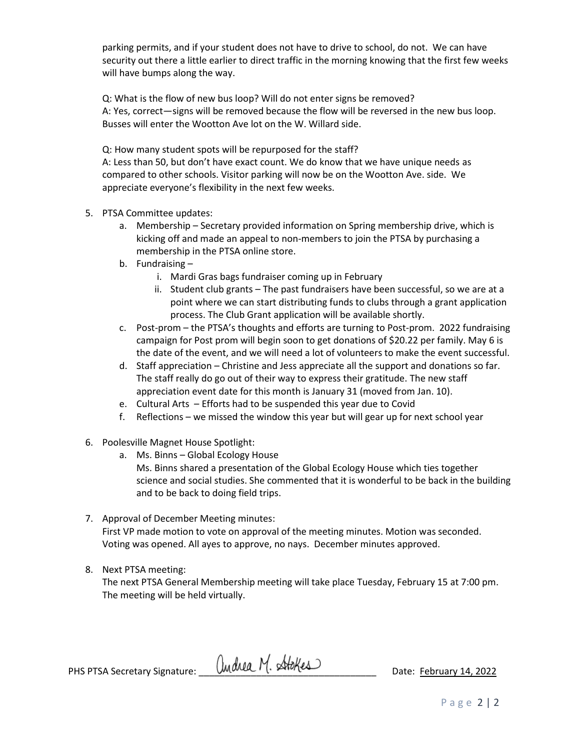parking permits, and if your student does not have to drive to school, do not. We can have security out there a little earlier to direct traffic in the morning knowing that the first few weeks will have bumps along the way.

Q: What is the flow of new bus loop? Will do not enter signs be removed?
A: Yes, correct—signs will be removed because the flow will be reversed in the new bus loop. Busses will enter the Wootton Ave lot on the W. Willard side.

Q: How many student spots will be repurposed for the staff?
A: Less than 50, but don't have exact count. We do know that we have unique needs as compared to other schools. Visitor parking will now be on the Wootton Ave. side. We appreciate everyone's flexibility in the next few weeks.

5. PTSA Committee updates:
   a. Membership – Secretary provided information on Spring membership drive, which is kicking off and made an appeal to non-members to join the PTSA by purchasing a membership in the PTSA online store.
   b. Fundraising –
      i. Mardi Gras bags fundraiser coming up in February
      ii. Student club grants – The past fundraisers have been successful, so we are at a point where we can start distributing funds to clubs through a grant application process. The Club Grant application will be available shortly.
   c. Post-prom – the PTSA's thoughts and efforts are turning to Post-prom. 2022 fundraising campaign for Post prom will begin soon to get donations of $20.22 per family. May 6 is the date of the event, and we will need a lot of volunteers to make the event successful.
   d. Staff appreciation – Christine and Jess appreciate all the support and donations so far. The staff really do go out of their way to express their gratitude. The new staff appreciation event date for this month is January 31 (moved from Jan. 10).
   e. Cultural Arts – Efforts had to be suspended this year due to Covid
   f. Reflections – we missed the window this year but will gear up for next school year

6. Poolesville Magnet House Spotlight:
   a. Ms. Binns – Global Ecology House
   Ms. Binns shared a presentation of the Global Ecology House which ties together science and social studies. She commented that it is wonderful to be back in the building and to be back to doing field trips.

7. Approval of December Meeting minutes:
   First VP made motion to vote on approval of the meeting minutes. Motion was seconded. Voting was opened. All ayes to approve, no nays. December minutes approved.

8. Next PTSA meeting:
   The next PTSA General Membership meeting will take place Tuesday, February 15 at 7:00 pm. The meeting will be held virtually.

PHS PTSA Secretary Signature: Andrea M. Stokes Date: February 14, 2022